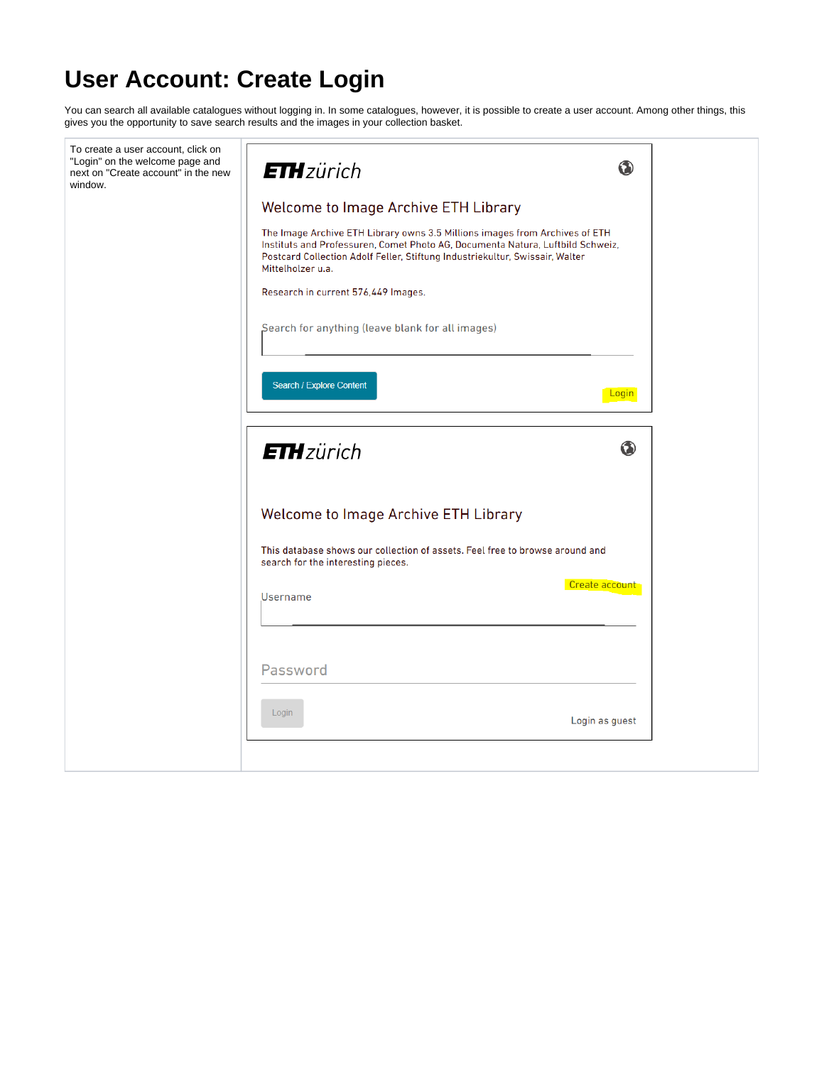# User Account: Create Login

You can search all available catalogues without logging in. In some catalogues, however, it is possible to create a user account. Among other things, this gives you the opportunity to save search results and the images in your collection basket.

| To create a user account, click on "Login" on the welcome page and next on "Create account" in the new window. | ETH zürich<br><br>Welcome to Image Archive ETH Library<br><br>The Image Archive ETH Library owns 3.5 Millions images from Archives of ETH Instituts and Professuren, Comet Photo AG, Documenta Natura, Luftbild Schweiz, Postcard Collection Adolf Feller, Stiftung Industriekultur, Swissair, Walter Mittelholzer u.a.<br><br>Research in current 576,449 Images.<br><br>Search for anything (leave blank for all images)<br><br>Search / Explore Content<br><br>Login<br><br>ETH zürich<br><br>Welcome to Image Archive ETH Library<br><br>This database shows our collection of assets. Feel free to browse around and search for the interesting pieces.<br><br>Create account<br><br>Username<br><br>Password<br><br>Login<br><br>Login as guest |
|---|---|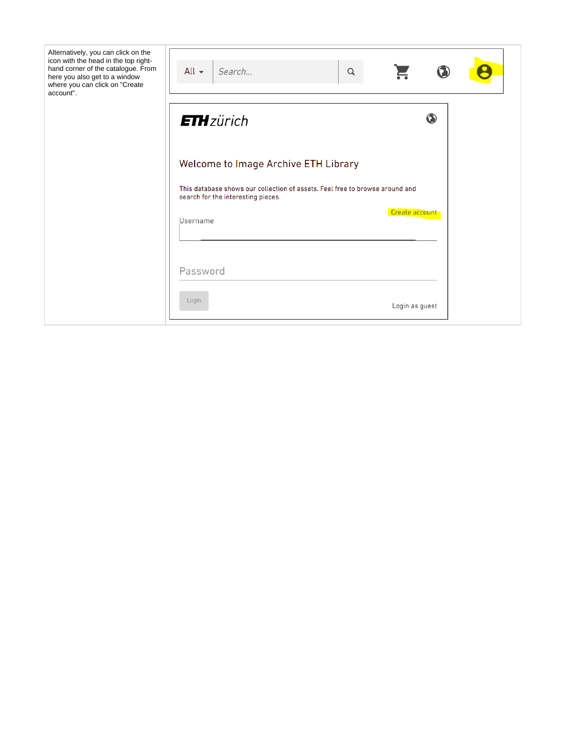| | |
|---|---|
| Alternatively, you can click on the icon with the head in the top right-hand corner of the catalogue. From here you also get to a window where you can click on "Create account". | All ▾ Search... <br><br> **ETH** zürich <br><br> Welcome to Image Archive ETH Library <br><br> This database shows our collection of assets. Feel free to browse around and search for the interesting pieces. <br><br> Create account <br><br> Username <br><br> Password <br><br> Login &nbsp;&nbsp;&nbsp;&nbsp; Login as guest |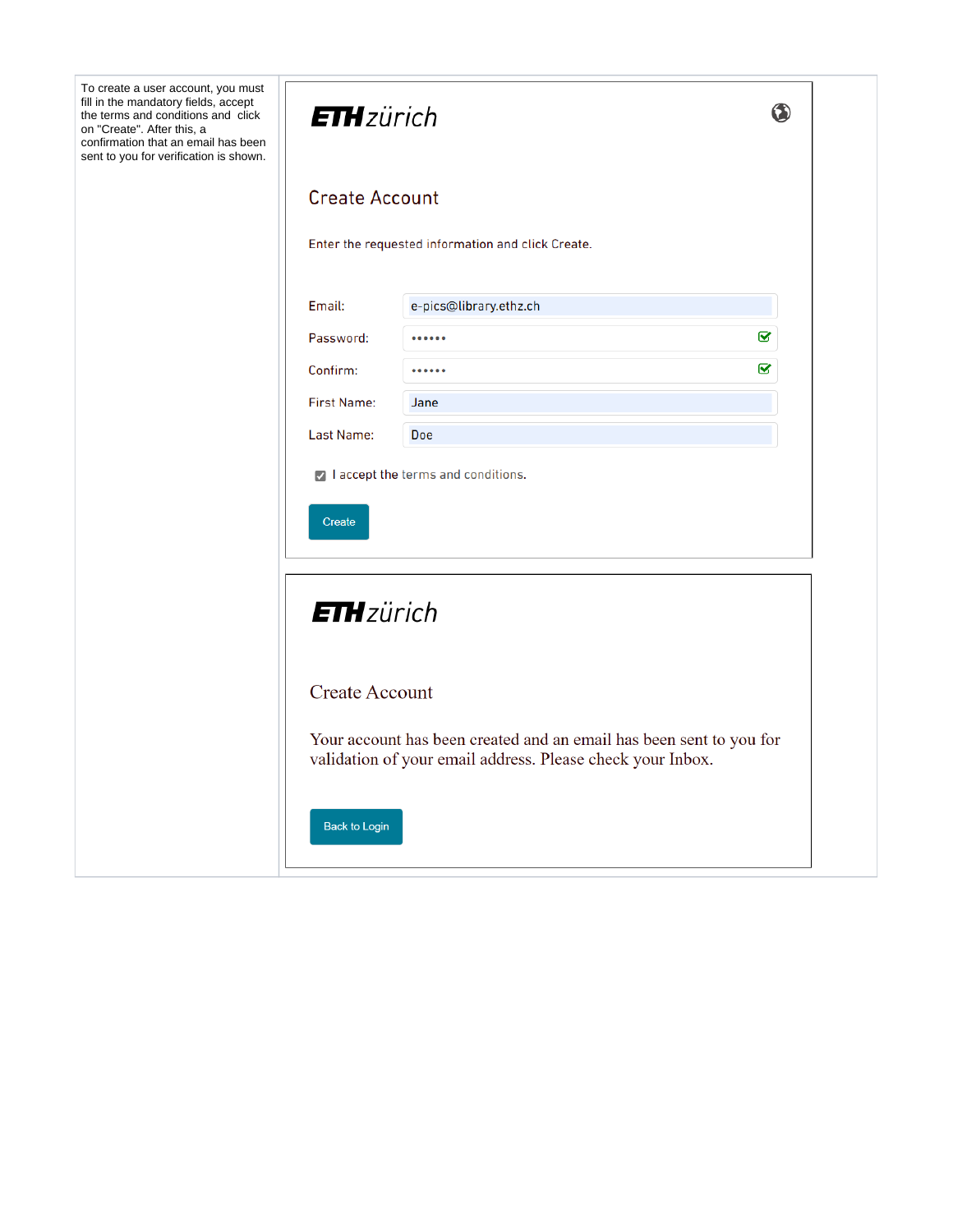| | |
|---|---|
| To create a user account, you must fill in the mandatory fields, accept the terms and conditions and click on "Create". After this, a confirmation that an email has been sent to you for verification is shown. | ETH zürich<br><br>Create Account<br><br>Enter the requested information and click Create.<br><br>Email: e-pics@library.ethz.ch<br>Password: ••••••<br>Confirm: ••••••<br>First Name: Jane<br>Last Name: Doe<br><br>I accept the terms and conditions.<br><br>Create<br><br>ETH zürich<br><br>Create Account<br><br>Your account has been created and an email has been sent to you for validation of your email address. Please check your Inbox.<br><br>Back to Login |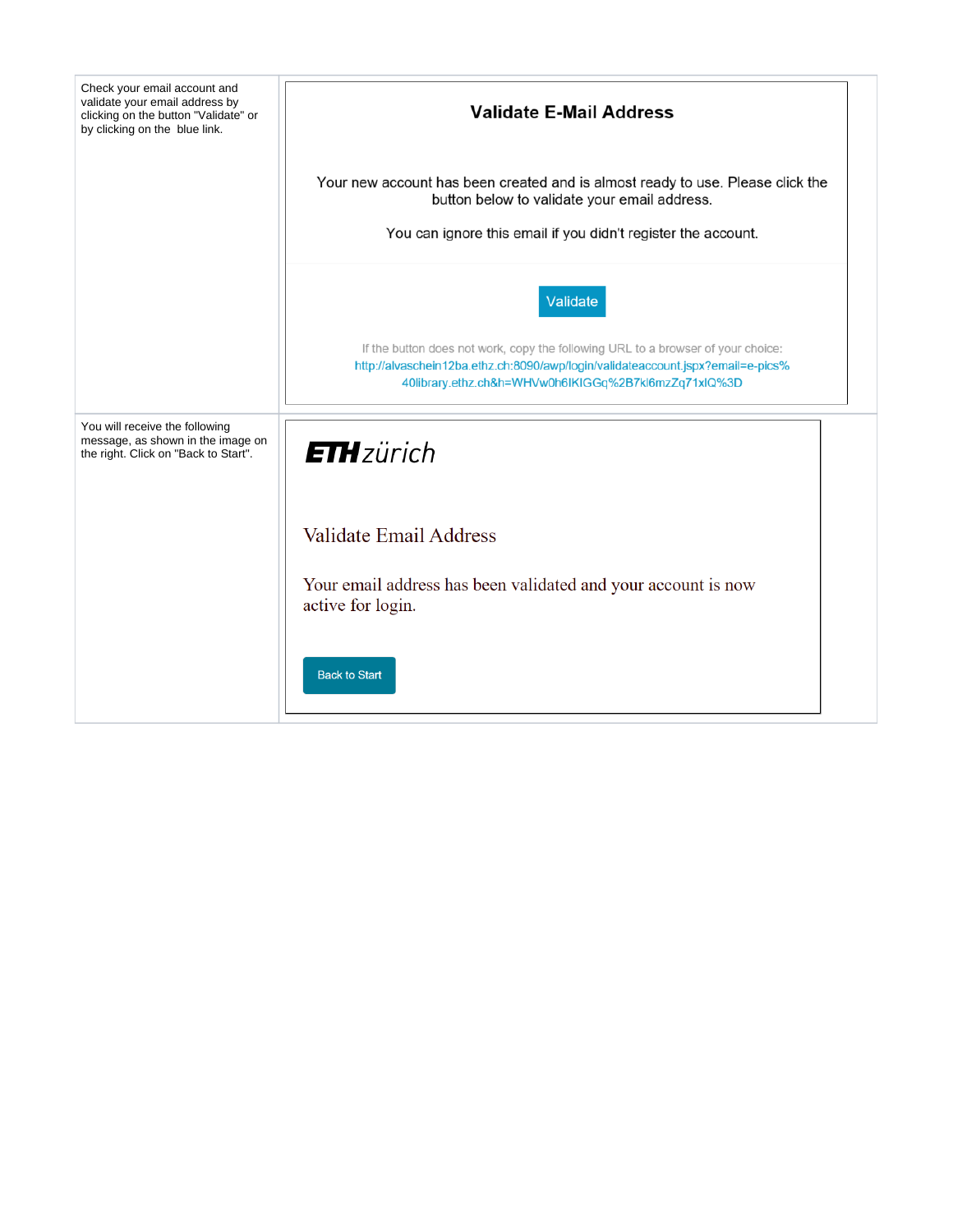| | |
|---|---|
| Check your email account and validate your email address by clicking on the button "Validate" or by clicking on the blue link. | **Validate E-Mail Address**<br><br>Your new account has been created and is almost ready to use. Please click the button below to validate your email address.<br><br>You can ignore this email if you didn't register the account.<br><br>Validate<br><br>If the button does not work, copy the following URL to a browser of your choice:<br>http://alvaschein12ba.ethz.ch:8090/awp/login/validateaccount.jspx?email=e-pics%40library.ethz.ch&h=WHVw0h6lKIGGq%2B7kl6mzZq71xlQ%3D |
| You will receive the following message, as shown in the image on the right. Click on "Back to Start". | ETH zürich<br><br>Validate Email Address<br><br>Your email address has been validated and your account is now active for login.<br><br>Back to Start |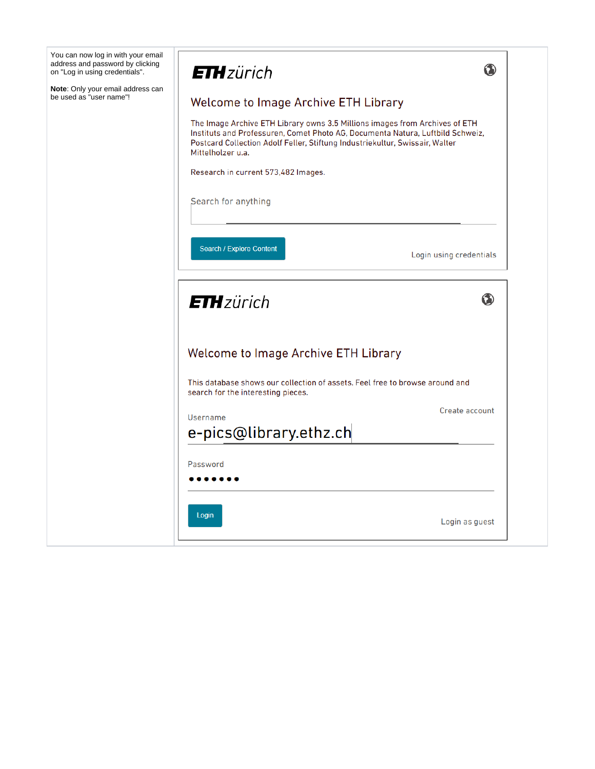| | |
|---|---|
| You can now log in with your email address and password by clicking on "Log in using credentials".<br><br>**Note**: Only your email address can be used as "user name"! | **ETH**zürich<br><br>Welcome to Image Archive ETH Library<br><br>The Image Archive ETH Library owns 3.5 Millions images from Archives of ETH Instituts and Professuren, Comet Photo AG, Documenta Natura, Luftbild Schweiz, Postcard Collection Adolf Feller, Stiftung Industriekultur, Swissair, Walter Mittelholzer u.a.<br><br>Research in current 573,482 Images.<br><br>Search for anything<br><br>Search / Explore Content<br><br>Login using credentials<br><br>**ETH**zürich<br><br>Welcome to Image Archive ETH Library<br><br>This database shows our collection of assets. Feel free to browse around and search for the interesting pieces.<br><br>Create account<br><br>Username<br>e-pics@library.ethz.ch<br><br>Password<br>•••••••<br><br>Login<br><br>Login as guest |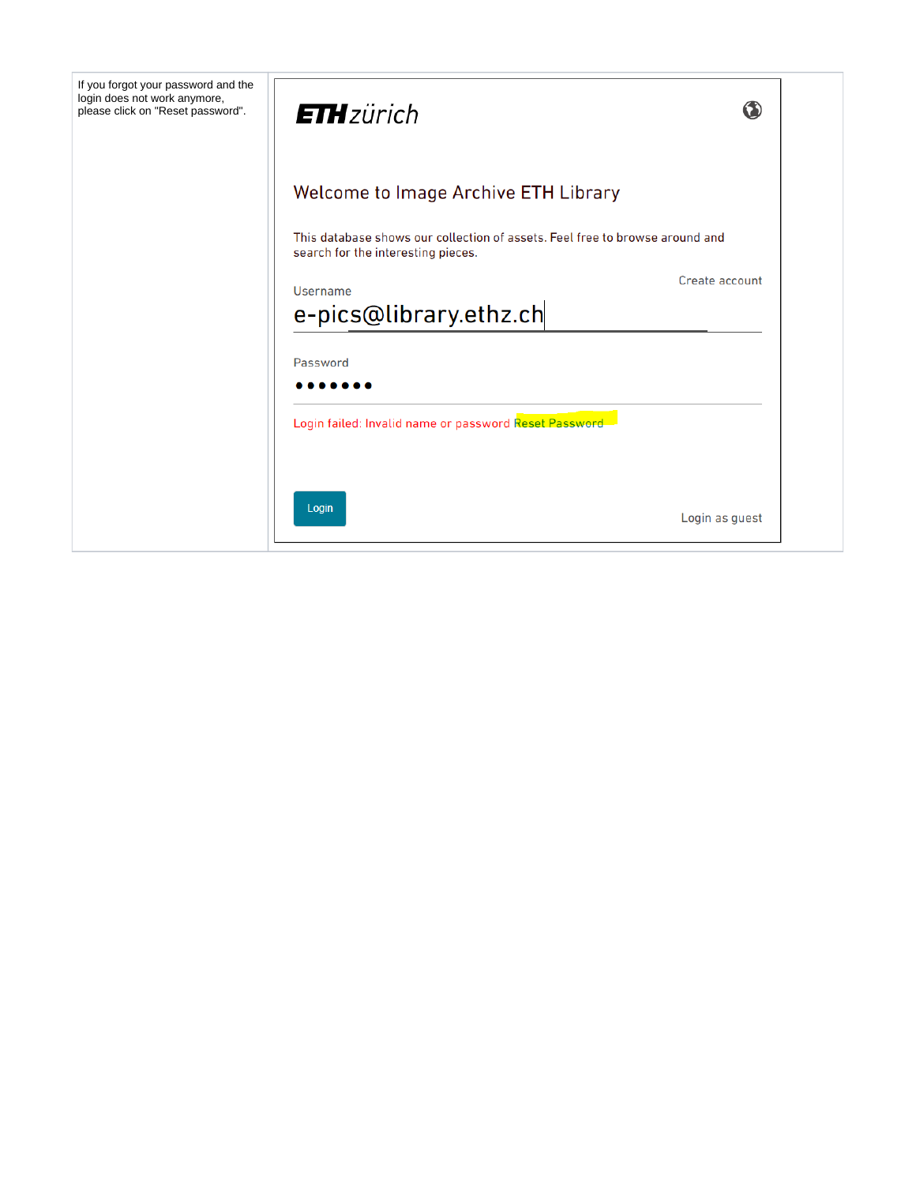| If you forgot your password and the login does not work anymore, please click on "Reset password". | ETH zürich<br><br>Welcome to Image Archive ETH Library<br><br>This database shows our collection of assets. Feel free to browse around and search for the interesting pieces.<br><br>Create account<br><br>Username<br>e-pics@library.ethz.ch<br><br>Password<br>●●●●●●●<br><br>Login failed: Invalid name or password Reset Password<br><br>Login<br><br>Login as guest |
|---|---|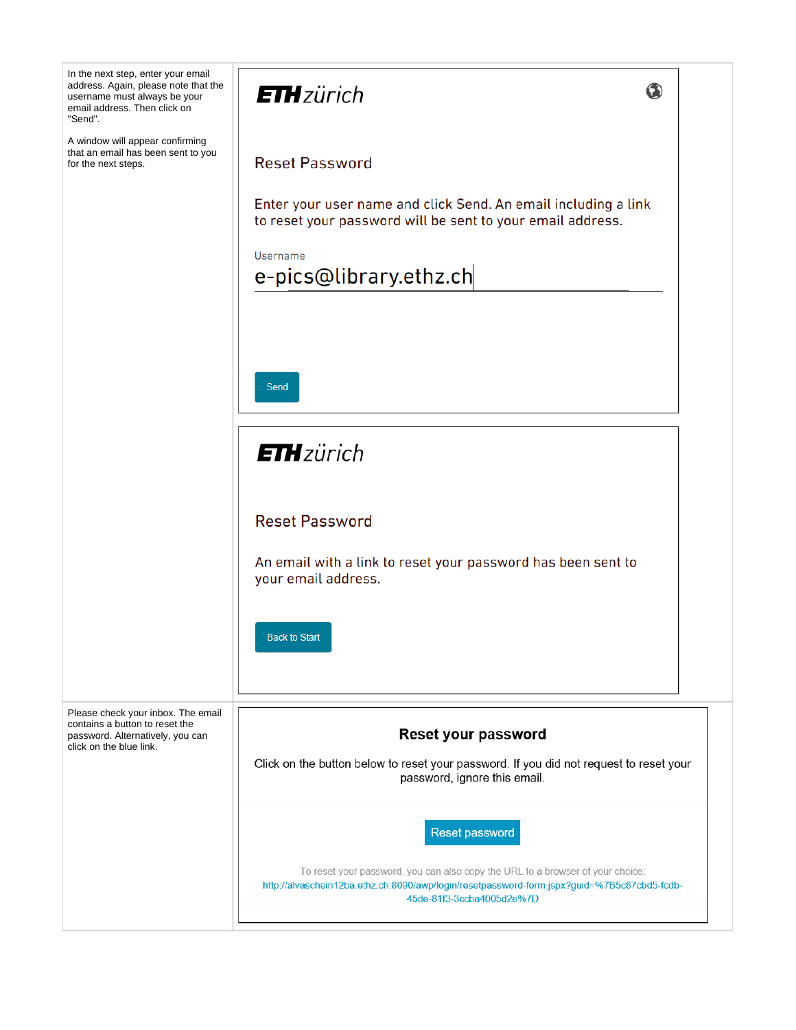| | |
|---|---|
| In the next step, enter your email address. Again, please note that the username must always be your email address. Then click on "Send".<br><br>A window will appear confirming that an email has been sent to you for the next steps. | **ETH** zürich<br><br>Reset Password<br><br>Enter your user name and click Send. An email including a link to reset your password will be sent to your email address.<br><br>Username<br>e-pics@library.ethz.ch<br><br>Send<br><br>**ETH** zürich<br><br>Reset Password<br><br>An email with a link to reset your password has been sent to your email address.<br><br>Back to Start |
| Please check your inbox. The email contains a button to reset the password. Alternatively, you can click on the blue link. | **Reset your password**<br><br>Click on the button below to reset your password. If you did not request to reset your password, ignore this email.<br><br>Reset password<br><br>To reset your password, you can also copy the URL to a browser of your choice:<br>http://alvaschein12ba.ethz.ch:8090/awp/login/resetpassword-form.jspx?guid=%7B5c87cbd5-fcdb-45de-81f3-3ccba4005d2e%7D |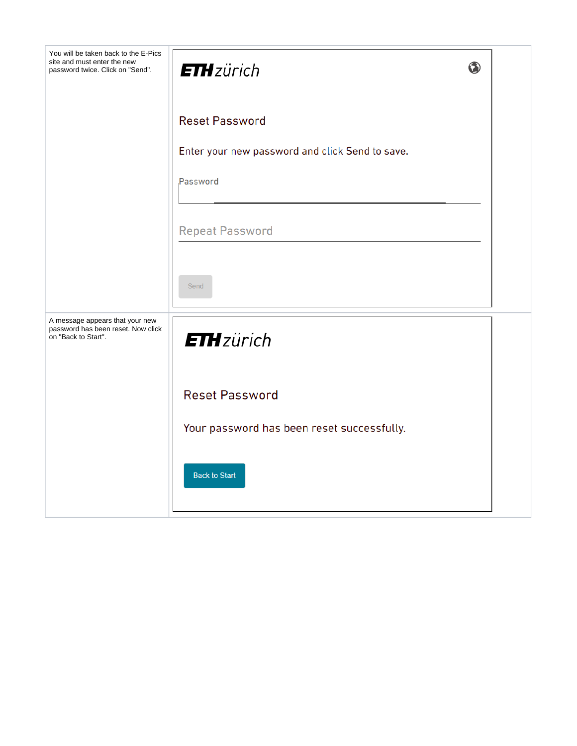| | |
|---|---|
| You will be taken back to the E-Pics site and must enter the new password twice. Click on "Send". | ETH zürich<br><br>Reset Password<br><br>Enter your new password and click Send to save.<br><br>Password<br><br>Repeat Password<br><br>Send |
| A message appears that your new password has been reset. Now click on "Back to Start". | ETH zürich<br><br>Reset Password<br><br>Your password has been reset successfully.<br><br>Back to Start |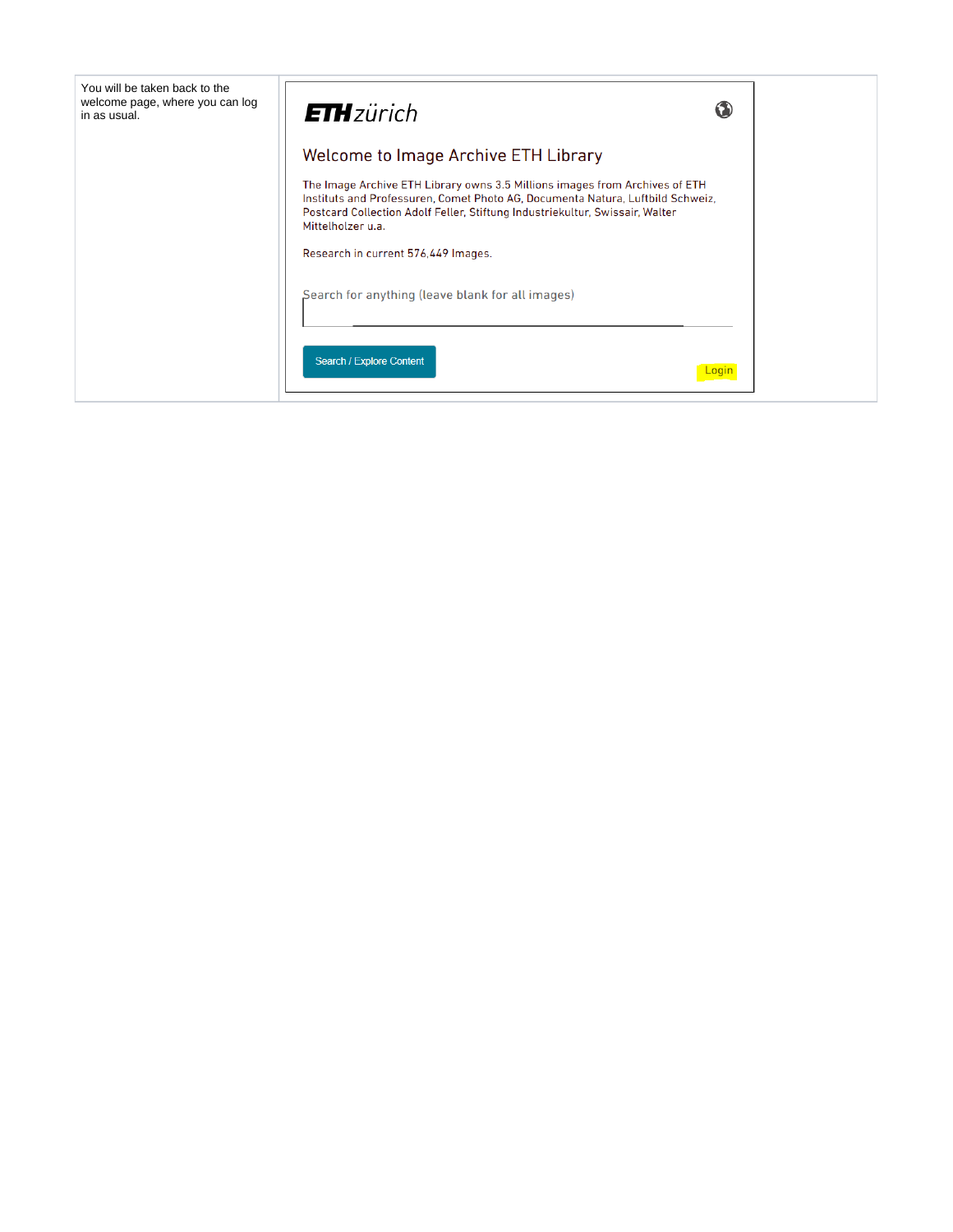| | |
|---|---|
| You will be taken back to the welcome page, where you can log in as usual. | ETH zürich<br><br>Welcome to Image Archive ETH Library<br><br>The Image Archive ETH Library owns 3.5 Millions images from Archives of ETH Instituts and Professuren, Comet Photo AG, Documenta Natura, Luftbild Schweiz, Postcard Collection Adolf Feller, Stiftung Industriekultur, Swissair, Walter Mittelholzer u.a.<br><br>Research in current 576,449 Images.<br><br>Search for anything (leave blank for all images)<br><br>Search / Explore Content<br><br>Login |